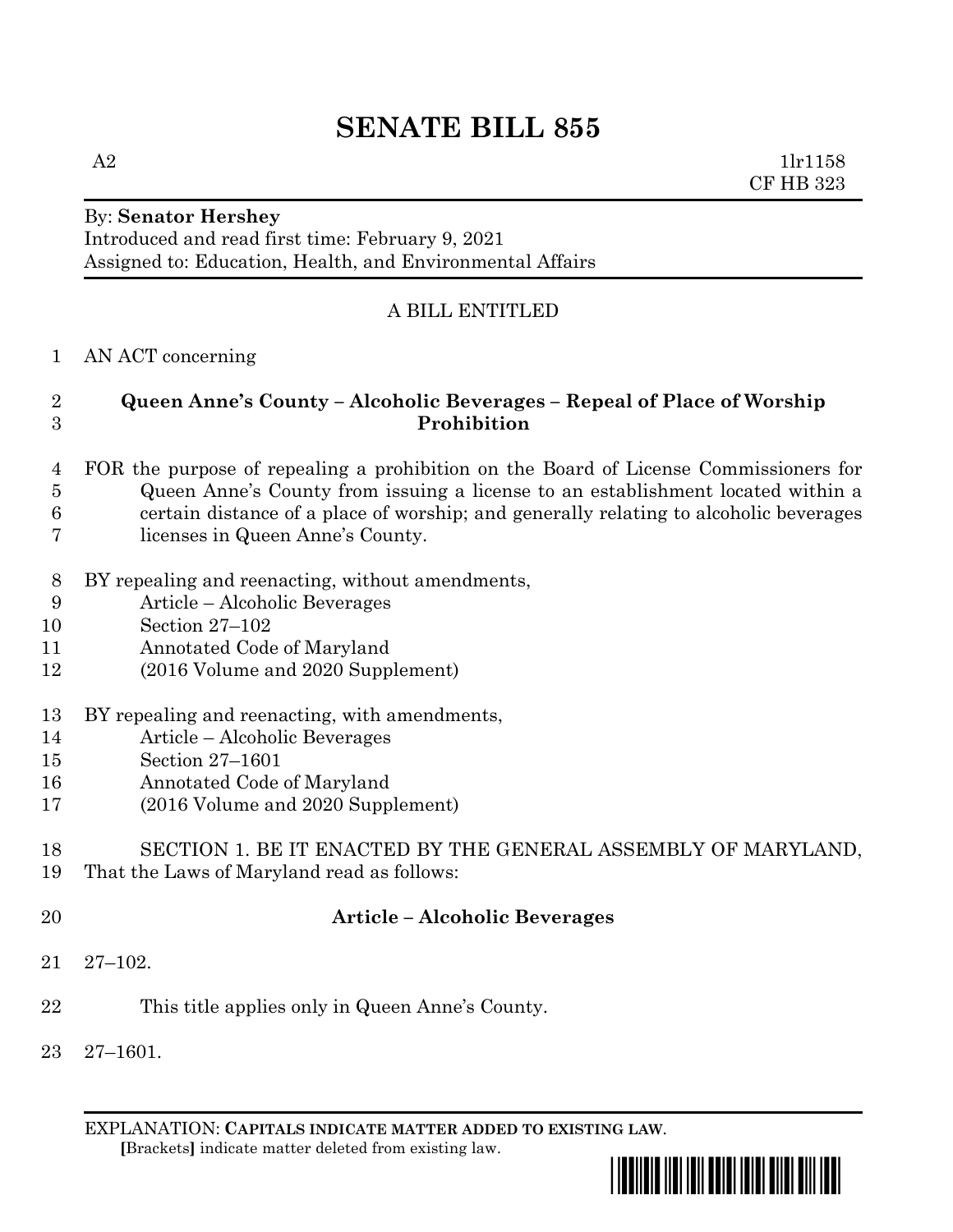# SENATE BILL 855

A2 1lr1158
CF HB 323

By: **Senator Hershey**
Introduced and read first time: February 9, 2021
Assigned to: Education, Health, and Environmental Affairs

A BILL ENTITLED

1 AN ACT concerning

2 **Queen Anne's County – Alcoholic Beverages – Repeal of Place of Worship**
3 **Prohibition**

4 FOR the purpose of repealing a prohibition on the Board of License Commissioners for
5 Queen Anne's County from issuing a license to an establishment located within a
6 certain distance of a place of worship; and generally relating to alcoholic beverages
7 licenses in Queen Anne's County.

8 BY repealing and reenacting, without amendments,
9 Article – Alcoholic Beverages
10 Section 27–102
11 Annotated Code of Maryland
12 (2016 Volume and 2020 Supplement)

13 BY repealing and reenacting, with amendments,
14 Article – Alcoholic Beverages
15 Section 27–1601
16 Annotated Code of Maryland
17 (2016 Volume and 2020 Supplement)

18 SECTION 1. BE IT ENACTED BY THE GENERAL ASSEMBLY OF MARYLAND,
19 That the Laws of Maryland read as follows:

20 **Article – Alcoholic Beverages**

21 27–102.

22 This title applies only in Queen Anne's County.

23 27–1601.

EXPLANATION: **CAPITALS INDICATE MATTER ADDED TO EXISTING LAW**.
**[**Brackets**]** indicate matter deleted from existing law.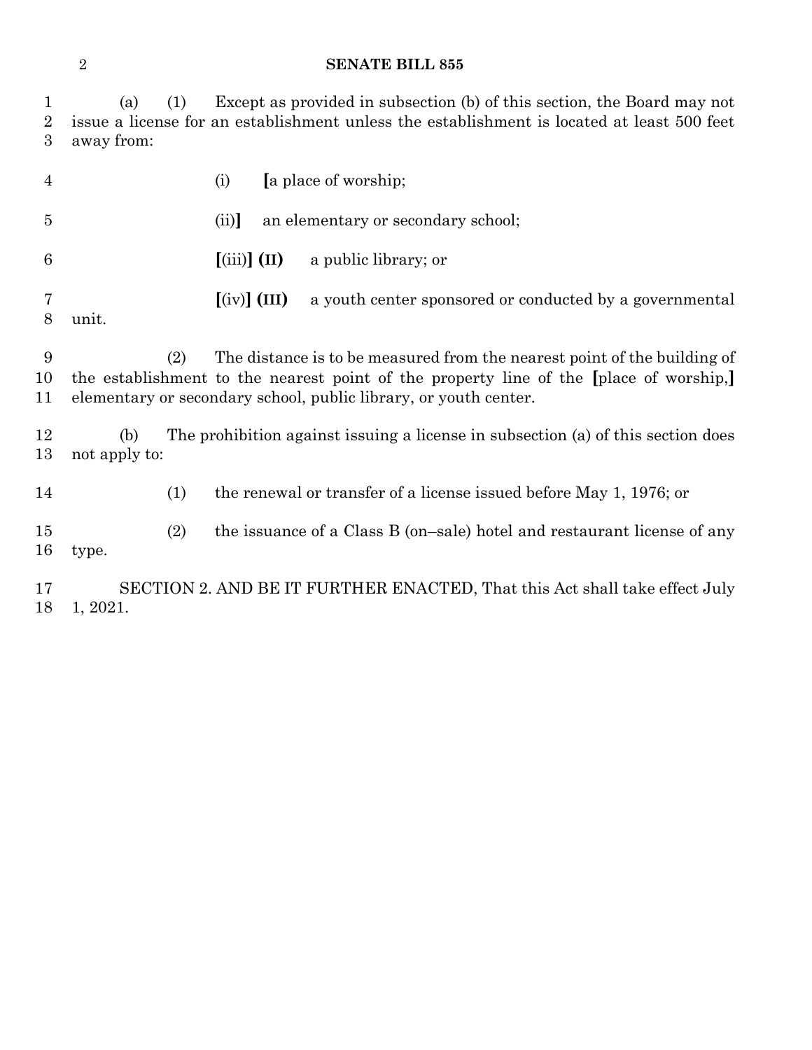(a) (1) Except as provided in subsection (b) of this section, the Board may not issue a license for an establishment unless the establishment is located at least 500 feet away from:

(i) **[**a place of worship;

(ii)**]** an elementary or secondary school;

**[**(iii)**]** **(II)** a public library; or

**[**(iv)**]** **(III)** a youth center sponsored or conducted by a governmental unit.

(2) The distance is to be measured from the nearest point of the building of the establishment to the nearest point of the property line of the **[**place of worship,**]** elementary or secondary school, public library, or youth center.

(b) The prohibition against issuing a license in subsection (a) of this section does not apply to:

(1) the renewal or transfer of a license issued before May 1, 1976; or

(2) the issuance of a Class B (on–sale) hotel and restaurant license of any type.

SECTION 2. AND BE IT FURTHER ENACTED, That this Act shall take effect July 1, 2021.